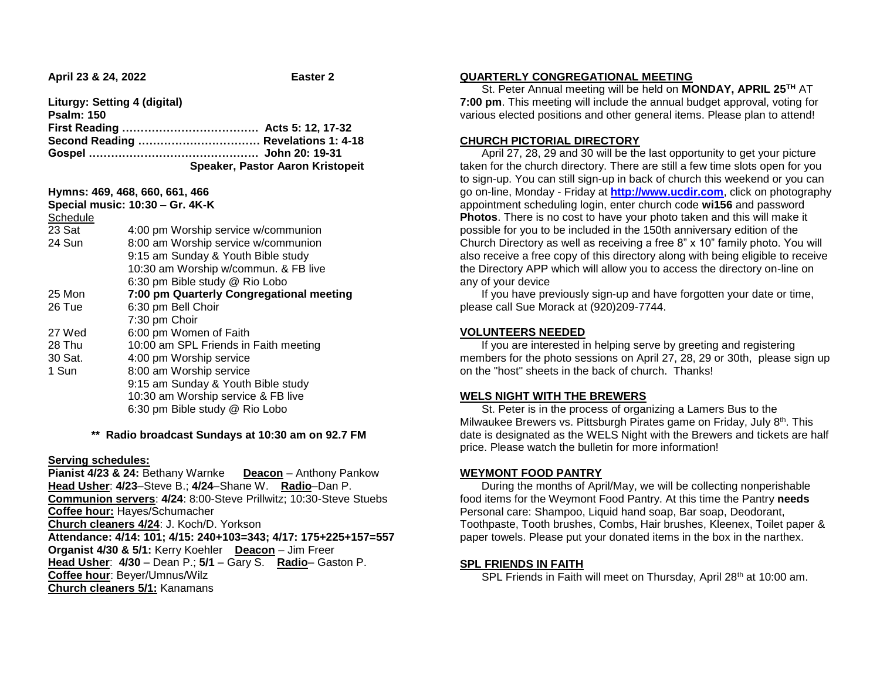**April 23 & 24, 2022** **Easter 2**

**Liturgy: Setting 4 (digital)**
**Psalm: 150**
**First Reading ………………………………. Acts 5: 12, 17-32**
**Second Reading …………………………… Revelations 1: 4-18**
**Gospel ………………………………………. John 20: 19-31**
**Speaker, Pastor Aaron Kristopeit**

**Hymns: 469, 468, 660, 661, 466**
**Special music: 10:30 – Gr. 4K-K**

Schedule

| | |
|---|---|
| 23 Sat | 4:00 pm Worship service w/communion |
| 24 Sun | 8:00 am Worship service w/communion |
| | 9:15 am Sunday & Youth Bible study |
| | 10:30 am Worship w/commun. & FB live |
| | 6:30 pm Bible study @ Rio Lobo |
| 25 Mon | **7:00 pm Quarterly Congregational meeting** |
| 26 Tue | 6:30 pm Bell Choir |
| | 7:30 pm Choir |
| 27 Wed | 6:00 pm Women of Faith |
| 28 Thu | 10:00 am SPL Friends in Faith meeting |
| 30 Sat. | 4:00 pm Worship service |
| 1 Sun | 8:00 am Worship service |
| | 9:15 am Sunday & Youth Bible study |
| | 10:30 am Worship service & FB live |
| | 6:30 pm Bible study @ Rio Lobo |

**\*\* Radio broadcast Sundays at 10:30 am on 92.7 FM**

**Serving schedules:**
**Pianist 4/23 & 24:** Bethany Warnke **Deacon** – Anthony Pankow
**Head Usher**: **4/23**–Steve B.; **4/24**–Shane W. **Radio**–Dan P.
**Communion servers**: **4/24**: 8:00-Steve Prillwitz; 10:30-Steve Stuebs
**Coffee hour:** Hayes/Schumacher
**Church cleaners 4/24**: J. Koch/D. Yorkson
**Attendance: 4/14: 101; 4/15: 240+103=343; 4/17: 175+225+157=557**
**Organist 4/30 & 5/1:** Kerry Koehler **Deacon** – Jim Freer
**Head Usher**: **4/30** – Dean P.; **5/1** – Gary S. **Radio**– Gaston P.
**Coffee hour**: Beyer/Umnus/Wilz
**Church cleaners 5/1:** Kanamans

## QUARTERLY CONGREGATIONAL MEETING

St. Peter Annual meeting will be held on **MONDAY, APRIL 25TH** AT **7:00 pm**. This meeting will include the annual budget approval, voting for various elected positions and other general items. Please plan to attend!

## CHURCH PICTORIAL DIRECTORY

April 27, 28, 29 and 30 will be the last opportunity to get your picture taken for the church directory. There are still a few time slots open for you to sign-up. You can still sign-up in back of church this weekend or you can go on-line, Monday - Friday at **http://www.ucdir.com**, click on photography appointment scheduling login, enter church code **wi156** and password **Photos**. There is no cost to have your photo taken and this will make it possible for you to be included in the 150th anniversary edition of the Church Directory as well as receiving a free 8" x 10" family photo. You will also receive a free copy of this directory along with being eligible to receive the Directory APP which will allow you to access the directory on-line on any of your device

If you have previously sign-up and have forgotten your date or time, please call Sue Morack at (920)209-7744.

## VOLUNTEERS NEEDED

If you are interested in helping serve by greeting and registering members for the photo sessions on April 27, 28, 29 or 30th, please sign up on the "host" sheets in the back of church. Thanks!

## WELS NIGHT WITH THE BREWERS

St. Peter is in the process of organizing a Lamers Bus to the Milwaukee Brewers vs. Pittsburgh Pirates game on Friday, July 8th. This date is designated as the WELS Night with the Brewers and tickets are half price. Please watch the bulletin for more information!

## WEYMONT FOOD PANTRY

During the months of April/May, we will be collecting nonperishable food items for the Weymont Food Pantry. At this time the Pantry **needs** Personal care: Shampoo, Liquid hand soap, Bar soap, Deodorant, Toothpaste, Tooth brushes, Combs, Hair brushes, Kleenex, Toilet paper & paper towels. Please put your donated items in the box in the narthex.

## SPL FRIENDS IN FAITH

SPL Friends in Faith will meet on Thursday, April 28th at 10:00 am.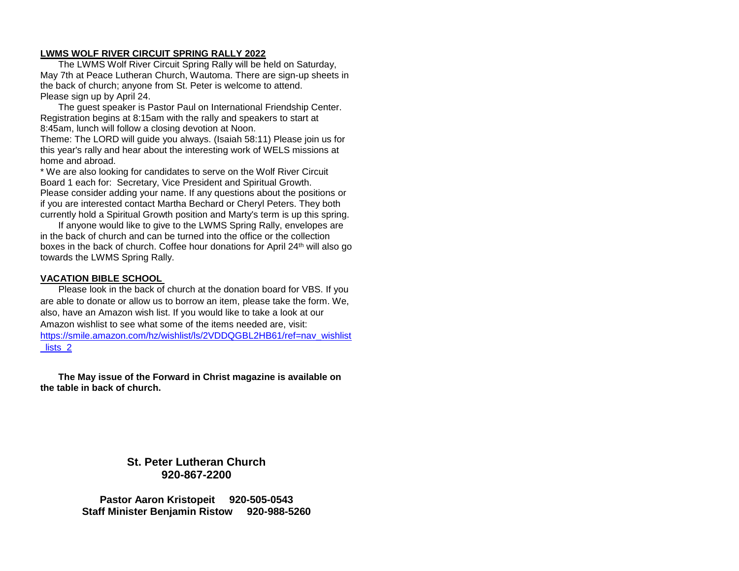**LWMS WOLF RIVER CIRCUIT SPRING RALLY 2022**

The LWMS Wolf River Circuit Spring Rally will be held on Saturday, May 7th at Peace Lutheran Church, Wautoma. There are sign-up sheets in the back of church; anyone from St. Peter is welcome to attend. Please sign up by April 24.

The guest speaker is Pastor Paul on International Friendship Center. Registration begins at 8:15am with the rally and speakers to start at 8:45am, lunch will follow a closing devotion at Noon.

Theme: The LORD will guide you always. (Isaiah 58:11) Please join us for this year's rally and hear about the interesting work of WELS missions at home and abroad.

* We are also looking for candidates to serve on the Wolf River Circuit Board 1 each for: Secretary, Vice President and Spiritual Growth. Please consider adding your name. If any questions about the positions or if you are interested contact Martha Bechard or Cheryl Peters. They both currently hold a Spiritual Growth position and Marty's term is up this spring.

If anyone would like to give to the LWMS Spring Rally, envelopes are in the back of church and can be turned into the office or the collection boxes in the back of church. Coffee hour donations for April 24th will also go towards the LWMS Spring Rally.

**VACATION BIBLE SCHOOL**

Please look in the back of church at the donation board for VBS. If you are able to donate or allow us to borrow an item, please take the form. We, also, have an Amazon wish list. If you would like to take a look at our Amazon wishlist to see what some of the items needed are, visit: https://smile.amazon.com/hz/wishlist/ls/2VDDQGBL2HB61/ref=nav_wishlist_lists_2

**The May issue of the Forward in Christ magazine is available on the table in back of church.**

**St. Peter Lutheran Church**
**920-867-2200**

**Pastor Aaron Kristopeit 920-505-0543**
**Staff Minister Benjamin Ristow 920-988-5260**